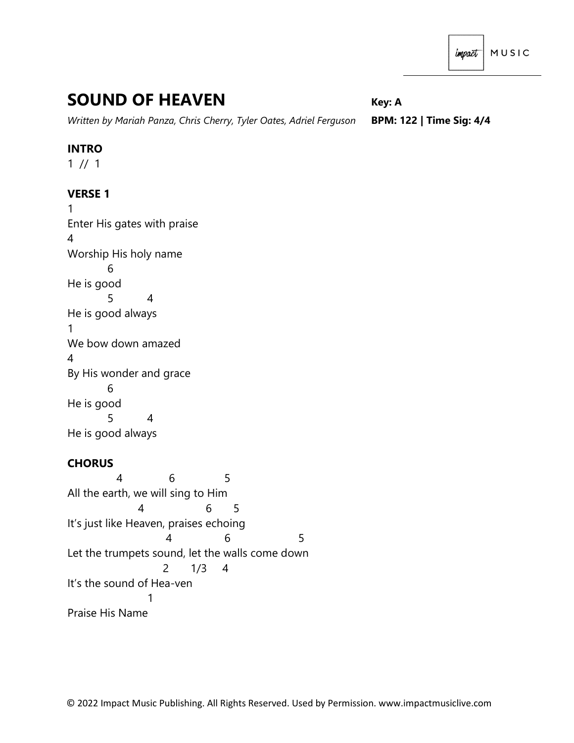# SOUND OF HEAVEN

**Key: A**

*Written by Mariah Panza, Chris Cherry, Tyler Oates, Adriel Ferguson*

**BPM: 122 | Time Sig: 4/4**

**INTRO**

1 // 1

**VERSE 1**

```
1
Enter His gates with praise
4
Worship His holy name
      6
He is good
      5     4
He is good always
1
We bow down amazed
4
By His wonder and grace
      6
He is good
      5     4
He is good always
```

**CHORUS**

```
        4       6       5
All the earth, we will sing to Him
            4         6    5
It's just like Heaven, praises echoing
                4       6         5
Let the trumpets sound, let the walls come down
              2   1/3  4
It's the sound of Hea-ven
            1
Praise His Name
```

© 2022 Impact Music Publishing. All Rights Reserved. Used by Permission. www.impactmusiclive.com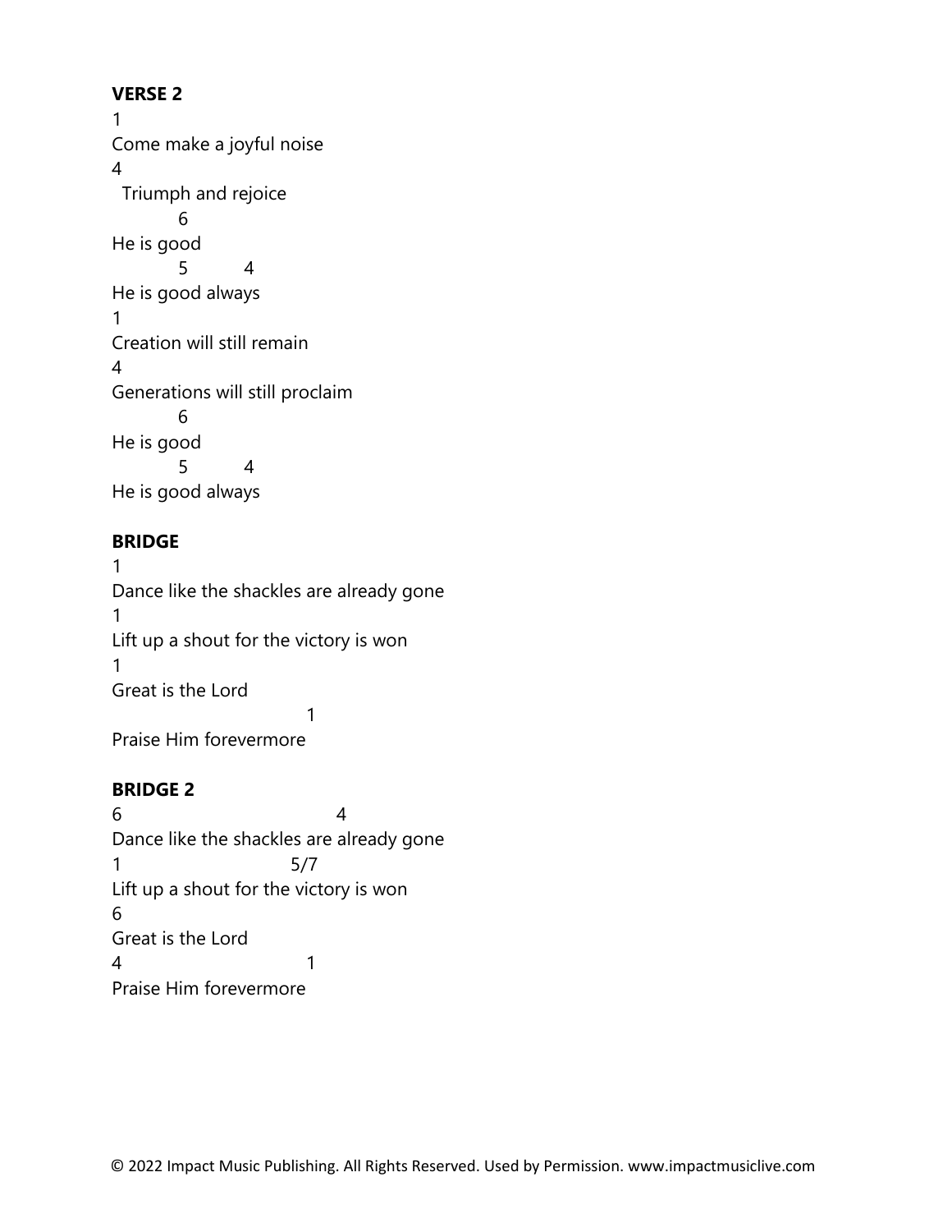**VERSE 2**

```
1
Come make a joyful noise
4
  Triumph and rejoice
          6
He is good
          5         4
He is good always
1
Creation will still remain
4
Generations will still proclaim
          6
He is good
          5         4
He is good always
```

**BRIDGE**

```
1
Dance like the shackles are already gone
1
Lift up a shout for the victory is won
1
Great is the Lord
                              1
Praise Him forevermore
```

**BRIDGE 2**

```
6                                    4
Dance like the shackles are already gone
1                             5/7
Lift up a shout for the victory is won
6
Great is the Lord
4                             1
Praise Him forevermore
```

© 2022 Impact Music Publishing. All Rights Reserved. Used by Permission. www.impactmusiclive.com